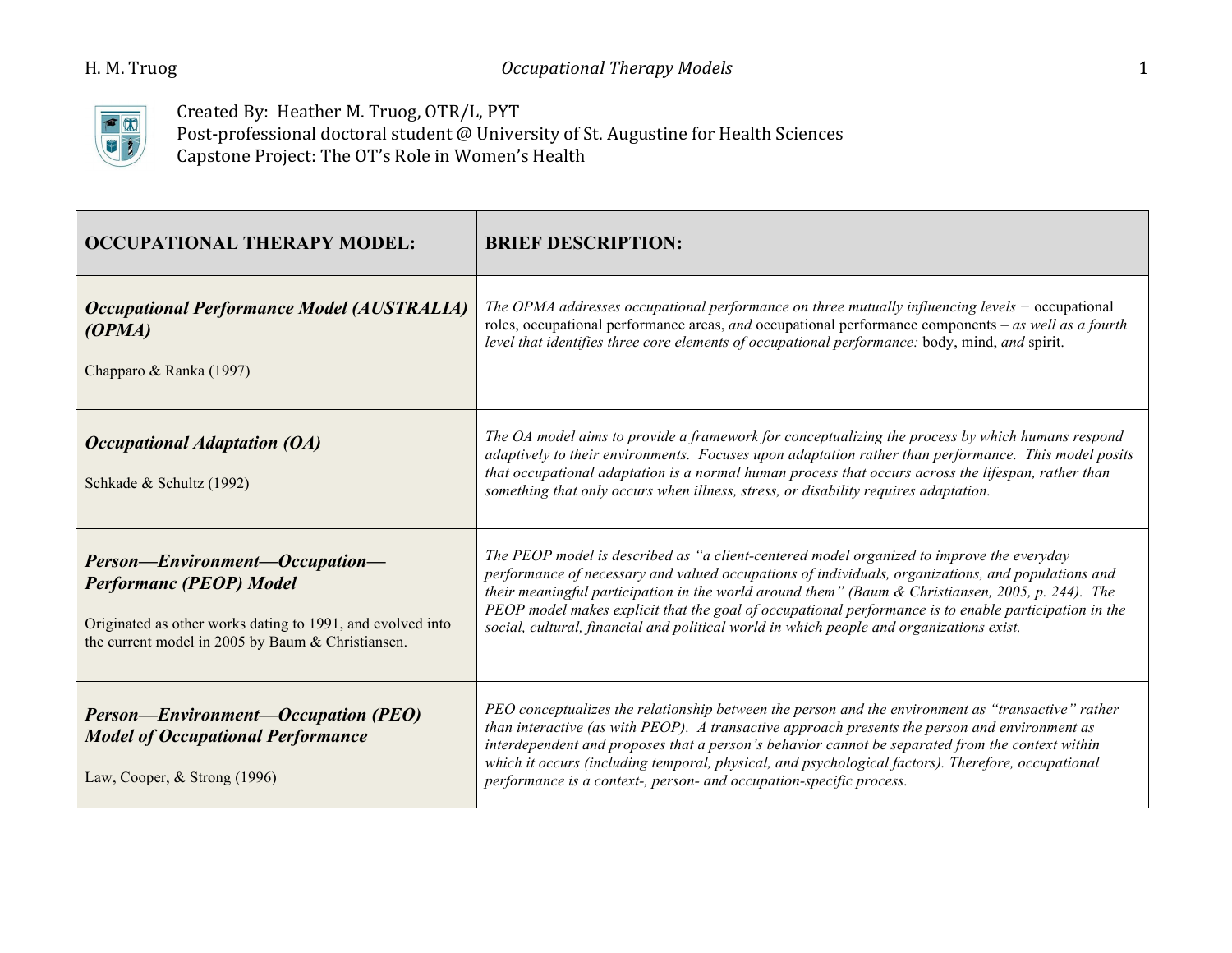Created By: Heather M. Truog, OTR/L, PYT
Post-professional doctoral student @ University of St. Augustine for Health Sciences
Capstone Project: The OT's Role in Women's Health

| **OCCUPATIONAL THERAPY MODEL:** | **BRIEF DESCRIPTION:** |
|---|---|
| ***Occupational Performance Model (AUSTRALIA) (OPMA)***<br><br>Chapparo & Ranka (1997) | *The OPMA addresses occupational performance on three mutually influencing levels −* occupational roles, occupational performance areas, *and* occupational performance components *– as well as a fourth level that identifies three core elements of occupational performance:* body, mind, *and* spirit. |
| ***Occupational Adaptation (OA)***<br><br>Schkade & Schultz (1992) | *The OA model aims to provide a framework for conceptualizing the process by which humans respond adaptively to their environments. Focuses upon adaptation rather than performance. This model posits that occupational adaptation is a normal human process that occurs across the lifespan, rather than something that only occurs when illness, stress, or disability requires adaptation.* |
| ***Person—Environment—Occupation—Performanc (PEOP) Model***<br><br>Originated as other works dating to 1991, and evolved into the current model in 2005 by Baum & Christiansen. | *The PEOP model is described as "a client-centered model organized to improve the everyday performance of necessary and valued occupations of individuals, organizations, and populations and their meaningful participation in the world around them" (Baum & Christiansen, 2005, p. 244). The PEOP model makes explicit that the goal of occupational performance is to enable participation in the social, cultural, financial and political world in which people and organizations exist.* |
| ***Person—Environment—Occupation (PEO) Model of Occupational Performance***<br><br>Law, Cooper, & Strong (1996) | *PEO conceptualizes the relationship between the person and the environment as "transactive" rather than interactive (as with PEOP). A transactive approach presents the person and environment as interdependent and proposes that a person's behavior cannot be separated from the context within which it occurs (including temporal, physical, and psychological factors). Therefore, occupational performance is a context-, person- and occupation-specific process.* |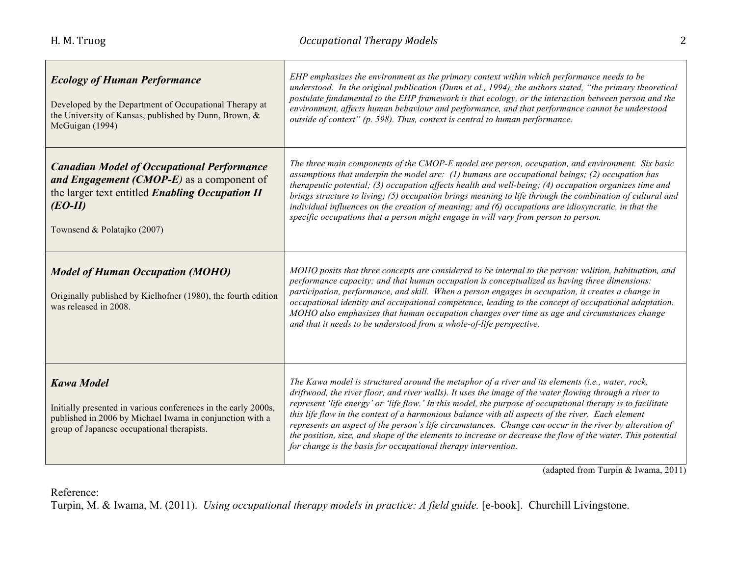| | |
|---|---|
| ***Ecology of Human Performance***<br><br>Developed by the Department of Occupational Therapy at the University of Kansas, published by Dunn, Brown, & McGuigan (1994) | *EHP emphasizes the environment as the primary context within which performance needs to be understood. In the original publication (Dunn et al., 1994), the authors stated, "the primary theoretical postulate fundamental to the EHP framework is that ecology, or the interaction between person and the environment, affects human behaviour and performance, and that performance cannot be understood outside of context" (p. 598). Thus, context is central to human performance.* |
| ***Canadian Model of Occupational Performance and Engagement (CMOP-E)*** as a component of the larger text entitled ***Enabling Occupation II (EO-II)***<br><br>Townsend & Polatajko (2007) | *The three main components of the CMOP-E model are person, occupation, and environment. Six basic assumptions that underpin the model are: (1) humans are occupational beings; (2) occupation has therapeutic potential; (3) occupation affects health and well-being; (4) occupation organizes time and brings structure to living; (5) occupation brings meaning to life through the combination of cultural and individual influences on the creation of meaning; and (6) occupations are idiosyncratic, in that the specific occupations that a person might engage in will vary from person to person.* |
| ***Model of Human Occupation (MOHO)***<br><br>Originally published by Kielhofner (1980), the fourth edition was released in 2008. | *MOHO posits that three concepts are considered to be internal to the person: volition, habituation, and performance capacity; and that human occupation is conceptualized as having three dimensions: participation, performance, and skill. When a person engages in occupation, it creates a change in occupational identity and occupational competence, leading to the concept of occupational adaptation. MOHO also emphasizes that human occupation changes over time as age and circumstances change and that it needs to be understood from a whole-of-life perspective.* |
| ***Kawa Model***<br><br>Initially presented in various conferences in the early 2000s, published in 2006 by Michael Iwama in conjunction with a group of Japanese occupational therapists. | *The Kawa model is structured around the metaphor of a river and its elements (i.e., water, rock, driftwood, the river floor, and river walls). It uses the image of the water flowing through a river to represent 'life energy' or 'life flow.' In this model, the purpose of occupational therapy is to facilitate this life flow in the context of a harmonious balance with all aspects of the river. Each element represents an aspect of the person's life circumstances. Change can occur in the river by alteration of the position, size, and shape of the elements to increase or decrease the flow of the water. This potential for change is the basis for occupational therapy intervention.* |

(adapted from Turpin & Iwama, 2011)

Reference:

Turpin, M. & Iwama, M. (2011). *Using occupational therapy models in practice: A field guide.* [e-book]. Churchill Livingstone.